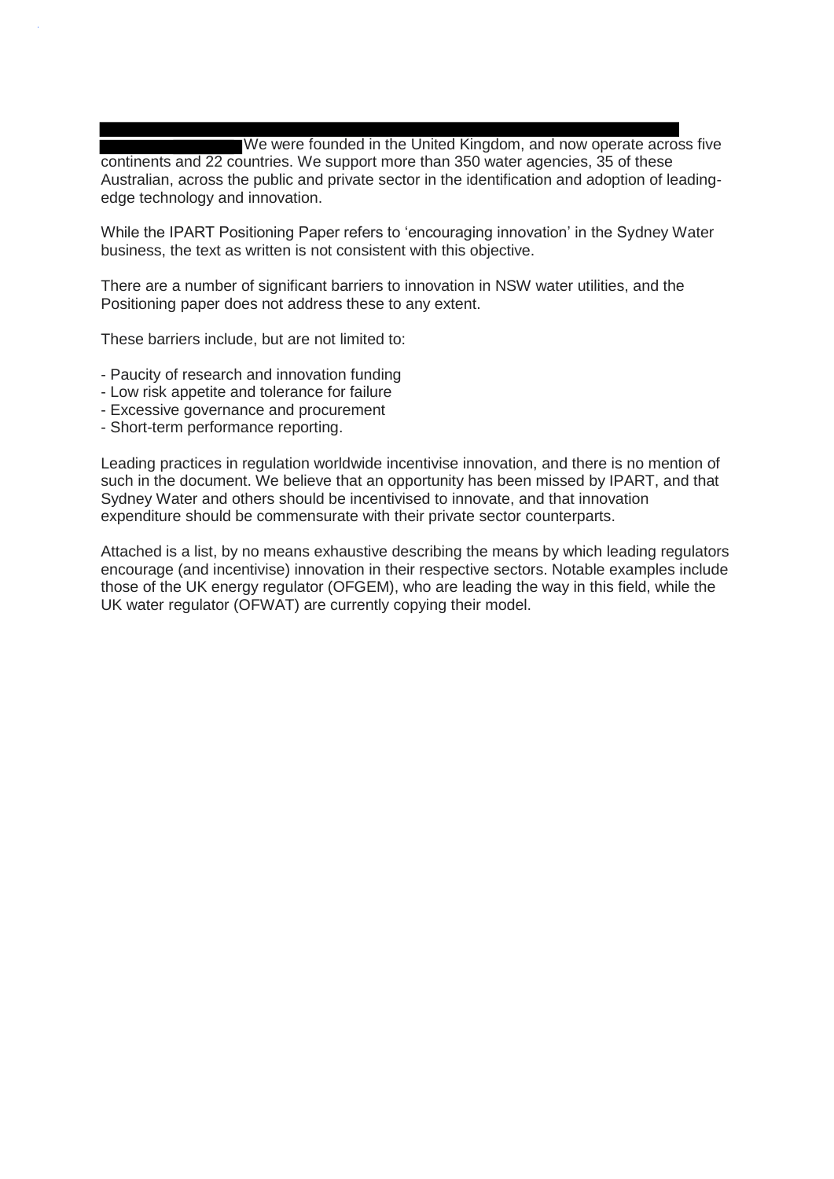We were founded in the United Kingdom, and now operate across five continents and 22 countries. We support more than 350 water agencies, 35 of these Australian, across the public and private sector in the identification and adoption of leading-edge technology and innovation.

While the IPART Positioning Paper refers to 'encouraging innovation' in the Sydney Water business, the text as written is not consistent with this objective.

There are a number of significant barriers to innovation in NSW water utilities, and the Positioning paper does not address these to any extent.

These barriers include, but are not limited to:

- Paucity of research and innovation funding
- Low risk appetite and tolerance for failure
- Excessive governance and procurement
- Short-term performance reporting.

Leading practices in regulation worldwide incentivise innovation, and there is no mention of such in the document. We believe that an opportunity has been missed by IPART, and that Sydney Water and others should be incentivised to innovate, and that innovation expenditure should be commensurate with their private sector counterparts.

Attached is a list, by no means exhaustive describing the means by which leading regulators encourage (and incentivise) innovation in their respective sectors. Notable examples include those of the UK energy regulator (OFGEM), who are leading the way in this field, while the UK water regulator (OFWAT) are currently copying their model.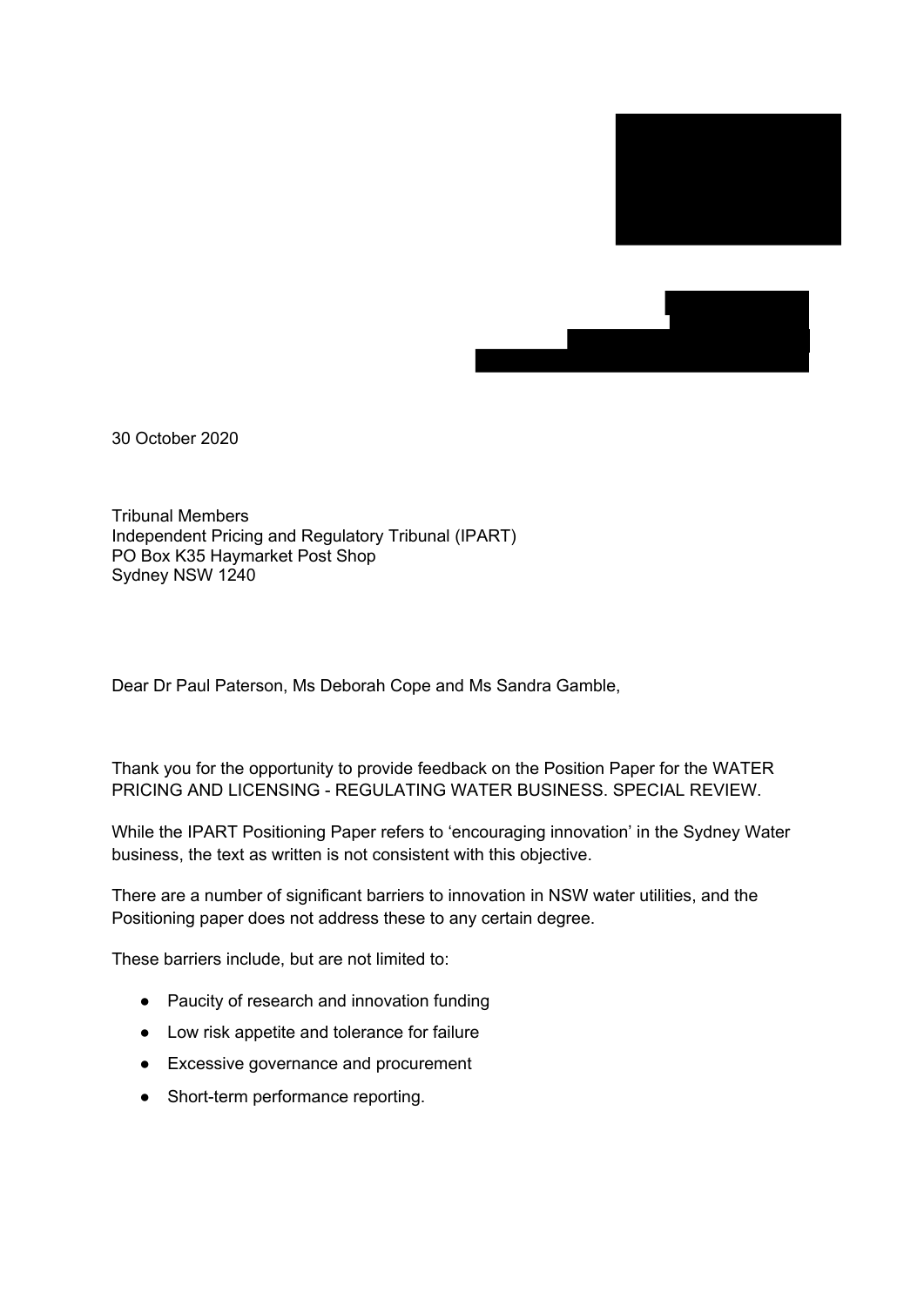30 October 2020

Tribunal Members
Independent Pricing and Regulatory Tribunal (IPART)
PO Box K35 Haymarket Post Shop
Sydney NSW 1240

Dear Dr Paul Paterson, Ms Deborah Cope and Ms Sandra Gamble,

Thank you for the opportunity to provide feedback on the Position Paper for the WATER PRICING AND LICENSING - REGULATING WATER BUSINESS. SPECIAL REVIEW.

While the IPART Positioning Paper refers to 'encouraging innovation' in the Sydney Water business, the text as written is not consistent with this objective.

There are a number of significant barriers to innovation in NSW water utilities, and the Positioning paper does not address these to any certain degree.

These barriers include, but are not limited to:

- Paucity of research and innovation funding
- Low risk appetite and tolerance for failure
- Excessive governance and procurement
- Short-term performance reporting.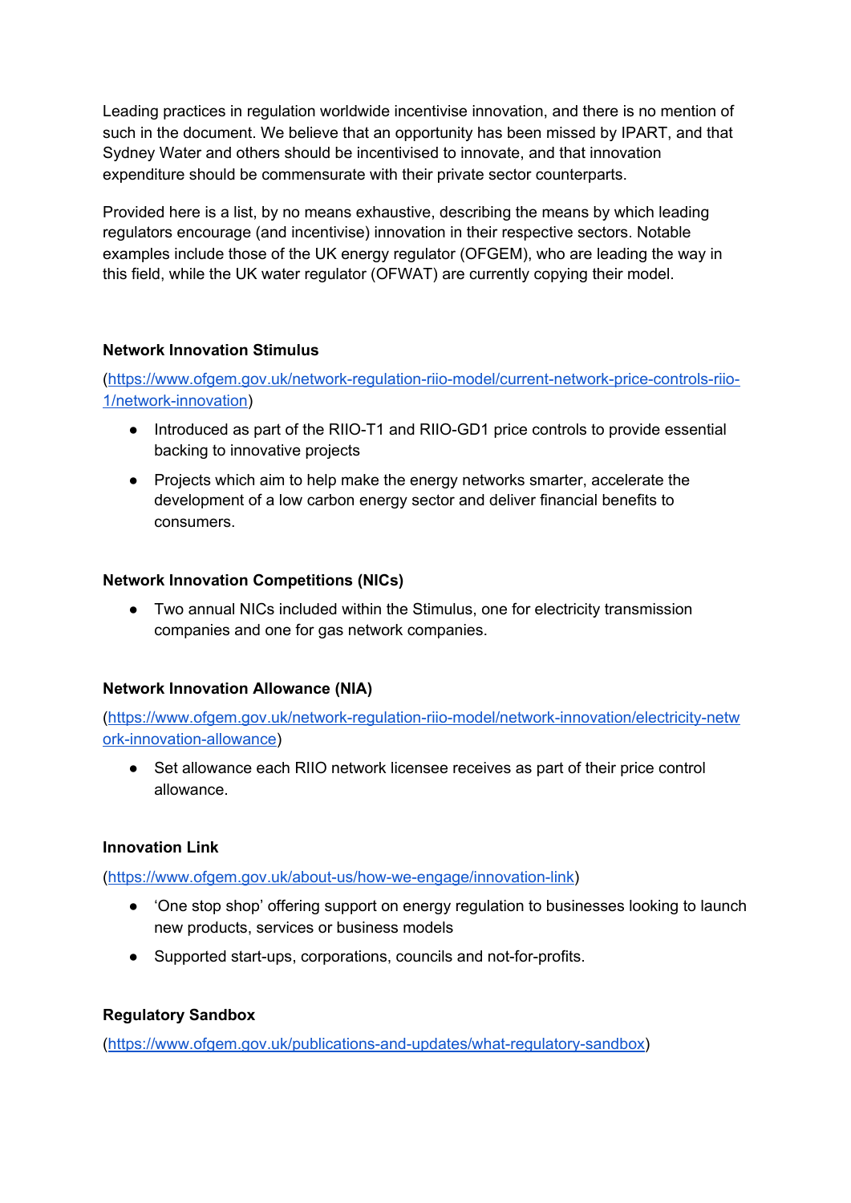Leading practices in regulation worldwide incentivise innovation, and there is no mention of such in the document. We believe that an opportunity has been missed by IPART, and that Sydney Water and others should be incentivised to innovate, and that innovation expenditure should be commensurate with their private sector counterparts.

Provided here is a list, by no means exhaustive, describing the means by which leading regulators encourage (and incentivise) innovation in their respective sectors. Notable examples include those of the UK energy regulator (OFGEM), who are leading the way in this field, while the UK water regulator (OFWAT) are currently copying their model.

**Network Innovation Stimulus**

([https://www.ofgem.gov.uk/network-regulation-riio-model/current-network-price-controls-riio-1/network-innovation](https://www.ofgem.gov.uk/network-regulation-riio-model/current-network-price-controls-riio-1/network-innovation))

- Introduced as part of the RIIO-T1 and RIIO-GD1 price controls to provide essential backing to innovative projects
- Projects which aim to help make the energy networks smarter, accelerate the development of a low carbon energy sector and deliver financial benefits to consumers.

**Network Innovation Competitions (NICs)**

- Two annual NICs included within the Stimulus, one for electricity transmission companies and one for gas network companies.

**Network Innovation Allowance (NIA)**

([https://www.ofgem.gov.uk/network-regulation-riio-model/network-innovation/electricity-network-innovation-allowance](https://www.ofgem.gov.uk/network-regulation-riio-model/network-innovation/electricity-network-innovation-allowance))

- Set allowance each RIIO network licensee receives as part of their price control allowance.

**Innovation Link**

([https://www.ofgem.gov.uk/about-us/how-we-engage/innovation-link](https://www.ofgem.gov.uk/about-us/how-we-engage/innovation-link))

- 'One stop shop' offering support on energy regulation to businesses looking to launch new products, services or business models
- Supported start-ups, corporations, councils and not-for-profits.

**Regulatory Sandbox**

([https://www.ofgem.gov.uk/publications-and-updates/what-regulatory-sandbox](https://www.ofgem.gov.uk/publications-and-updates/what-regulatory-sandbox))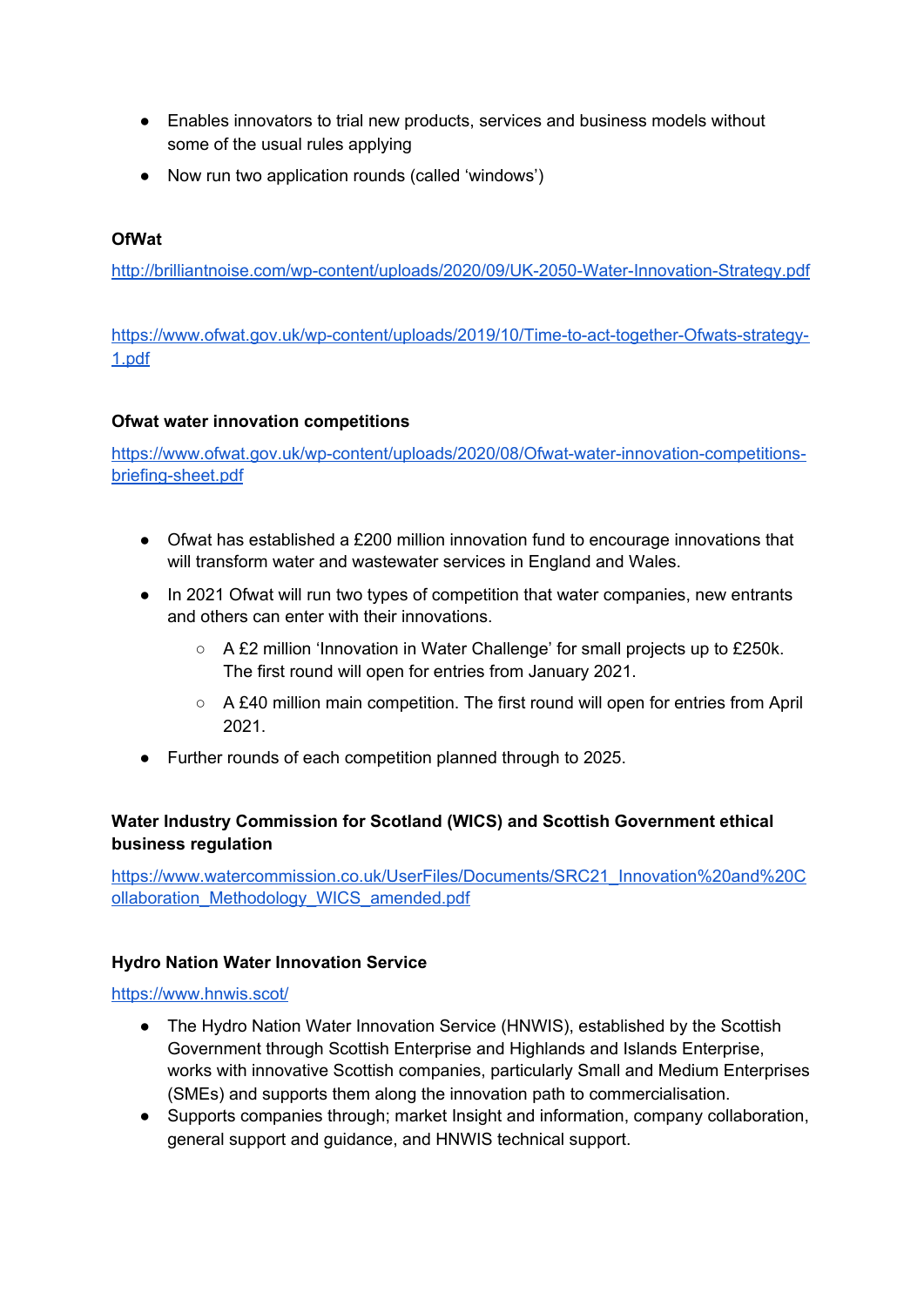- Enables innovators to trial new products, services and business models without some of the usual rules applying
- Now run two application rounds (called 'windows')

**OfWat**

http://brilliantnoise.com/wp-content/uploads/2020/09/UK-2050-Water-Innovation-Strategy.pdf

https://www.ofwat.gov.uk/wp-content/uploads/2019/10/Time-to-act-together-Ofwats-strategy-1.pdf

**Ofwat water innovation competitions**

https://www.ofwat.gov.uk/wp-content/uploads/2020/08/Ofwat-water-innovation-competitions-briefing-sheet.pdf

- Ofwat has established a £200 million innovation fund to encourage innovations that will transform water and wastewater services in England and Wales.
- In 2021 Ofwat will run two types of competition that water companies, new entrants and others can enter with their innovations.
  - A £2 million 'Innovation in Water Challenge' for small projects up to £250k. The first round will open for entries from January 2021.
  - A £40 million main competition. The first round will open for entries from April 2021.
- Further rounds of each competition planned through to 2025.

**Water Industry Commission for Scotland (WICS) and Scottish Government ethical business regulation**

https://www.watercommission.co.uk/UserFiles/Documents/SRC21_Innovation%20and%20Collaboration_Methodology_WICS_amended.pdf

**Hydro Nation Water Innovation Service**

https://www.hnwis.scot/

- The Hydro Nation Water Innovation Service (HNWIS), established by the Scottish Government through Scottish Enterprise and Highlands and Islands Enterprise, works with innovative Scottish companies, particularly Small and Medium Enterprises (SMEs) and supports them along the innovation path to commercialisation.
- Supports companies through; market Insight and information, company collaboration, general support and guidance, and HNWIS technical support.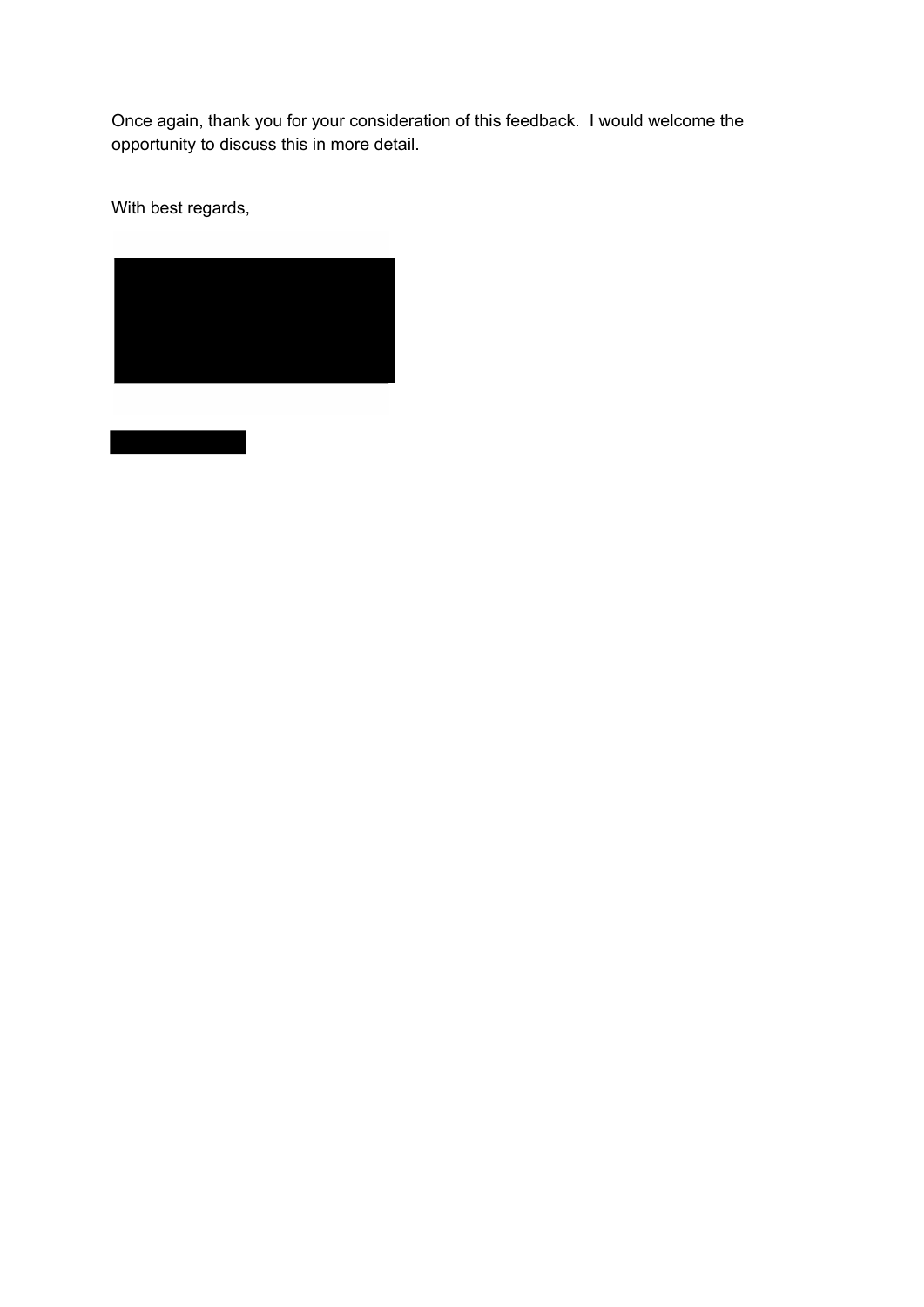Once again, thank you for your consideration of this feedback.  I would welcome the opportunity to discuss this in more detail.

With best regards,